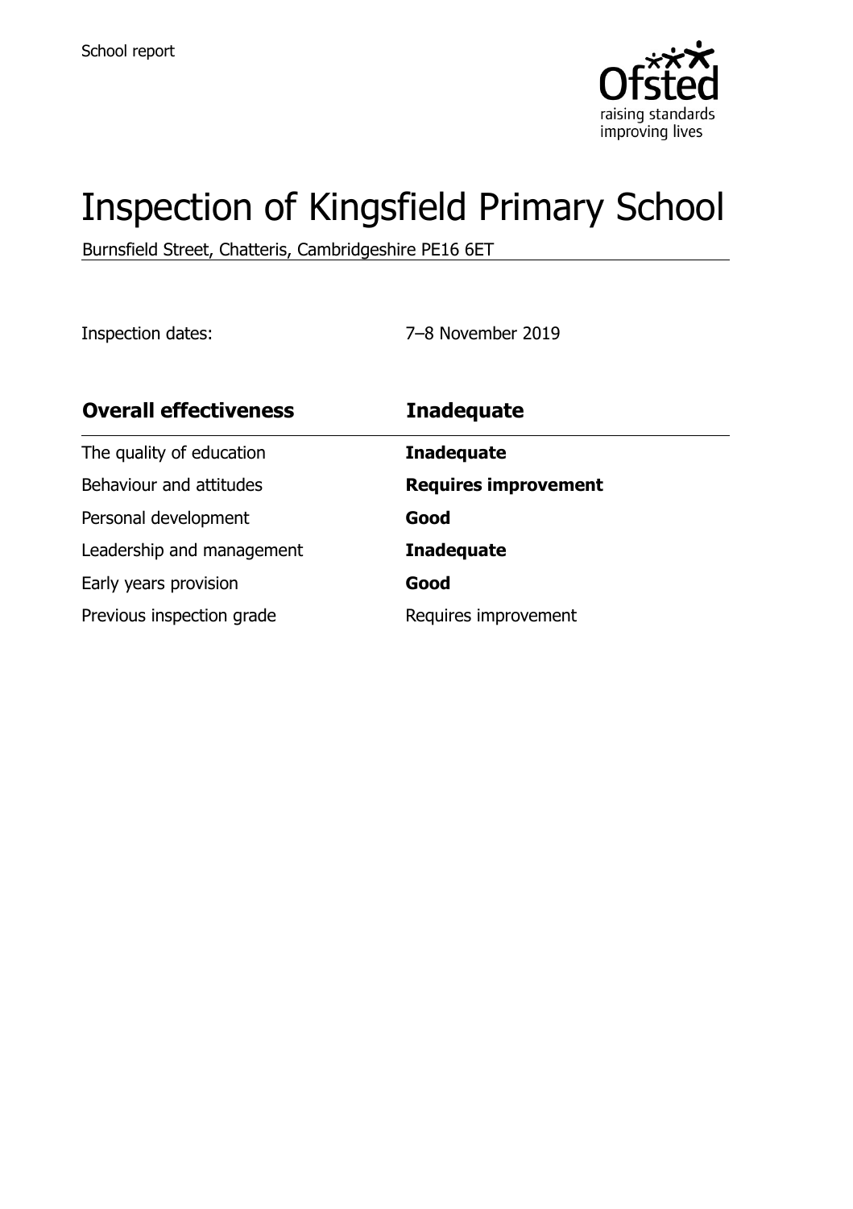School report

# Inspection of Kingsfield Primary School

Burnsfield Street, Chatteris, Cambridgeshire PE16 6ET

Inspection dates: 7–8 November 2019

| **Overall effectiveness** | **Inadequate** |
| --- | --- |
| The quality of education | **Inadequate** |
| Behaviour and attitudes | **Requires improvement** |
| Personal development | **Good** |
| Leadership and management | **Inadequate** |
| Early years provision | **Good** |
| Previous inspection grade | Requires improvement |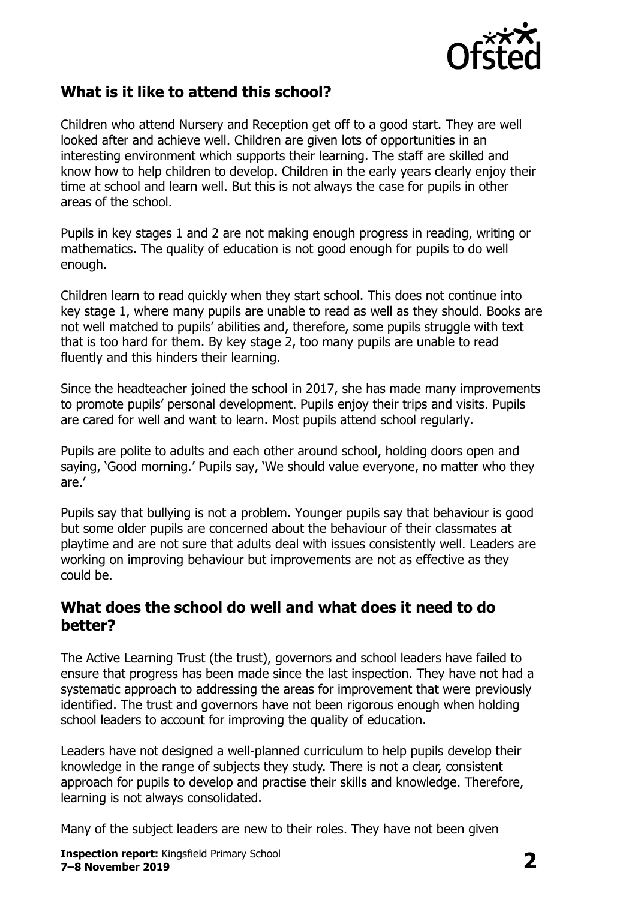## What is it like to attend this school?

Children who attend Nursery and Reception get off to a good start. They are well looked after and achieve well. Children are given lots of opportunities in an interesting environment which supports their learning. The staff are skilled and know how to help children to develop. Children in the early years clearly enjoy their time at school and learn well. But this is not always the case for pupils in other areas of the school.

Pupils in key stages 1 and 2 are not making enough progress in reading, writing or mathematics. The quality of education is not good enough for pupils to do well enough.

Children learn to read quickly when they start school. This does not continue into key stage 1, where many pupils are unable to read as well as they should. Books are not well matched to pupils' abilities and, therefore, some pupils struggle with text that is too hard for them. By key stage 2, too many pupils are unable to read fluently and this hinders their learning.

Since the headteacher joined the school in 2017, she has made many improvements to promote pupils' personal development. Pupils enjoy their trips and visits. Pupils are cared for well and want to learn. Most pupils attend school regularly.

Pupils are polite to adults and each other around school, holding doors open and saying, 'Good morning.' Pupils say, 'We should value everyone, no matter who they are.'

Pupils say that bullying is not a problem. Younger pupils say that behaviour is good but some older pupils are concerned about the behaviour of their classmates at playtime and are not sure that adults deal with issues consistently well. Leaders are working on improving behaviour but improvements are not as effective as they could be.

## What does the school do well and what does it need to do better?

The Active Learning Trust (the trust), governors and school leaders have failed to ensure that progress has been made since the last inspection. They have not had a systematic approach to addressing the areas for improvement that were previously identified. The trust and governors have not been rigorous enough when holding school leaders to account for improving the quality of education.

Leaders have not designed a well-planned curriculum to help pupils develop their knowledge in the range of subjects they study. There is not a clear, consistent approach for pupils to develop and practise their skills and knowledge. Therefore, learning is not always consolidated.

Many of the subject leaders are new to their roles. They have not been given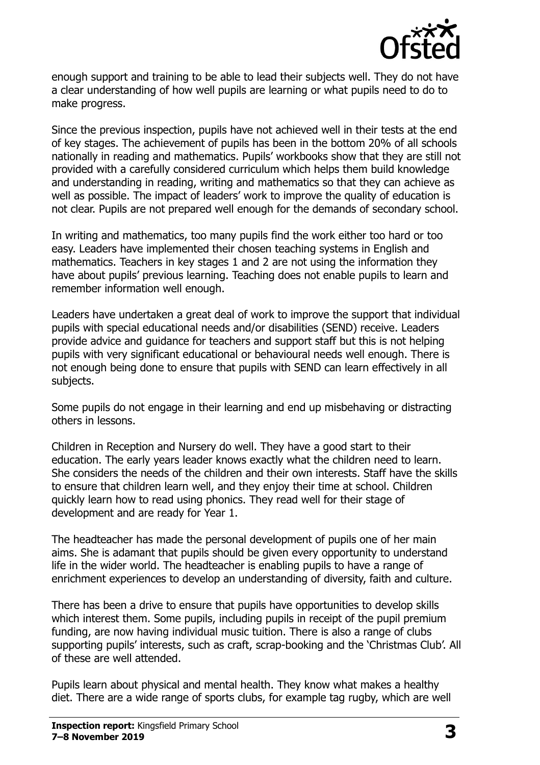enough support and training to be able to lead their subjects well. They do not have a clear understanding of how well pupils are learning or what pupils need to do to make progress.

Since the previous inspection, pupils have not achieved well in their tests at the end of key stages. The achievement of pupils has been in the bottom 20% of all schools nationally in reading and mathematics. Pupils' workbooks show that they are still not provided with a carefully considered curriculum which helps them build knowledge and understanding in reading, writing and mathematics so that they can achieve as well as possible. The impact of leaders' work to improve the quality of education is not clear. Pupils are not prepared well enough for the demands of secondary school.

In writing and mathematics, too many pupils find the work either too hard or too easy. Leaders have implemented their chosen teaching systems in English and mathematics. Teachers in key stages 1 and 2 are not using the information they have about pupils' previous learning. Teaching does not enable pupils to learn and remember information well enough.

Leaders have undertaken a great deal of work to improve the support that individual pupils with special educational needs and/or disabilities (SEND) receive. Leaders provide advice and guidance for teachers and support staff but this is not helping pupils with very significant educational or behavioural needs well enough. There is not enough being done to ensure that pupils with SEND can learn effectively in all subjects.

Some pupils do not engage in their learning and end up misbehaving or distracting others in lessons.

Children in Reception and Nursery do well. They have a good start to their education. The early years leader knows exactly what the children need to learn. She considers the needs of the children and their own interests. Staff have the skills to ensure that children learn well, and they enjoy their time at school. Children quickly learn how to read using phonics. They read well for their stage of development and are ready for Year 1.

The headteacher has made the personal development of pupils one of her main aims. She is adamant that pupils should be given every opportunity to understand life in the wider world. The headteacher is enabling pupils to have a range of enrichment experiences to develop an understanding of diversity, faith and culture.

There has been a drive to ensure that pupils have opportunities to develop skills which interest them. Some pupils, including pupils in receipt of the pupil premium funding, are now having individual music tuition. There is also a range of clubs supporting pupils' interests, such as craft, scrap-booking and the 'Christmas Club'. All of these are well attended.

Pupils learn about physical and mental health. They know what makes a healthy diet. There are a wide range of sports clubs, for example tag rugby, which are well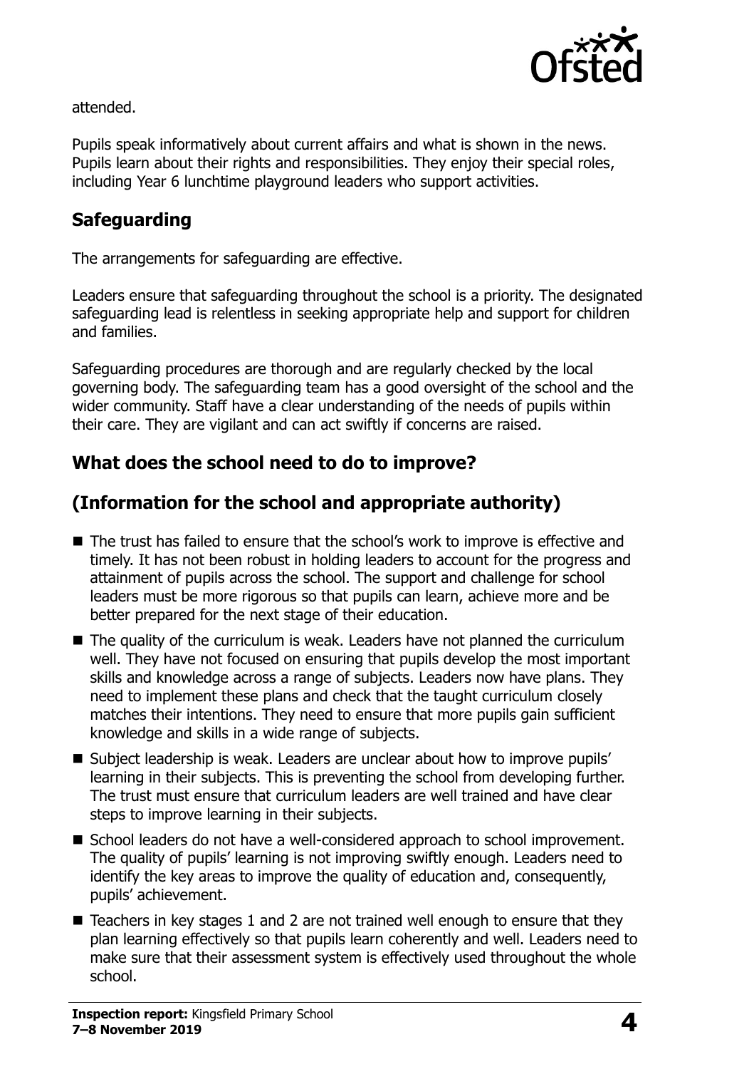attended.

Pupils speak informatively about current affairs and what is shown in the news. Pupils learn about their rights and responsibilities. They enjoy their special roles, including Year 6 lunchtime playground leaders who support activities.

## Safeguarding

The arrangements for safeguarding are effective.

Leaders ensure that safeguarding throughout the school is a priority. The designated safeguarding lead is relentless in seeking appropriate help and support for children and families.

Safeguarding procedures are thorough and are regularly checked by the local governing body. The safeguarding team has a good oversight of the school and the wider community. Staff have a clear understanding of the needs of pupils within their care. They are vigilant and can act swiftly if concerns are raised.

## What does the school need to do to improve?

## (Information for the school and appropriate authority)

- The trust has failed to ensure that the school's work to improve is effective and timely. It has not been robust in holding leaders to account for the progress and attainment of pupils across the school. The support and challenge for school leaders must be more rigorous so that pupils can learn, achieve more and be better prepared for the next stage of their education.
- The quality of the curriculum is weak. Leaders have not planned the curriculum well. They have not focused on ensuring that pupils develop the most important skills and knowledge across a range of subjects. Leaders now have plans. They need to implement these plans and check that the taught curriculum closely matches their intentions. They need to ensure that more pupils gain sufficient knowledge and skills in a wide range of subjects.
- Subject leadership is weak. Leaders are unclear about how to improve pupils' learning in their subjects. This is preventing the school from developing further. The trust must ensure that curriculum leaders are well trained and have clear steps to improve learning in their subjects.
- School leaders do not have a well-considered approach to school improvement. The quality of pupils' learning is not improving swiftly enough. Leaders need to identify the key areas to improve the quality of education and, consequently, pupils' achievement.
- Teachers in key stages 1 and 2 are not trained well enough to ensure that they plan learning effectively so that pupils learn coherently and well. Leaders need to make sure that their assessment system is effectively used throughout the whole school.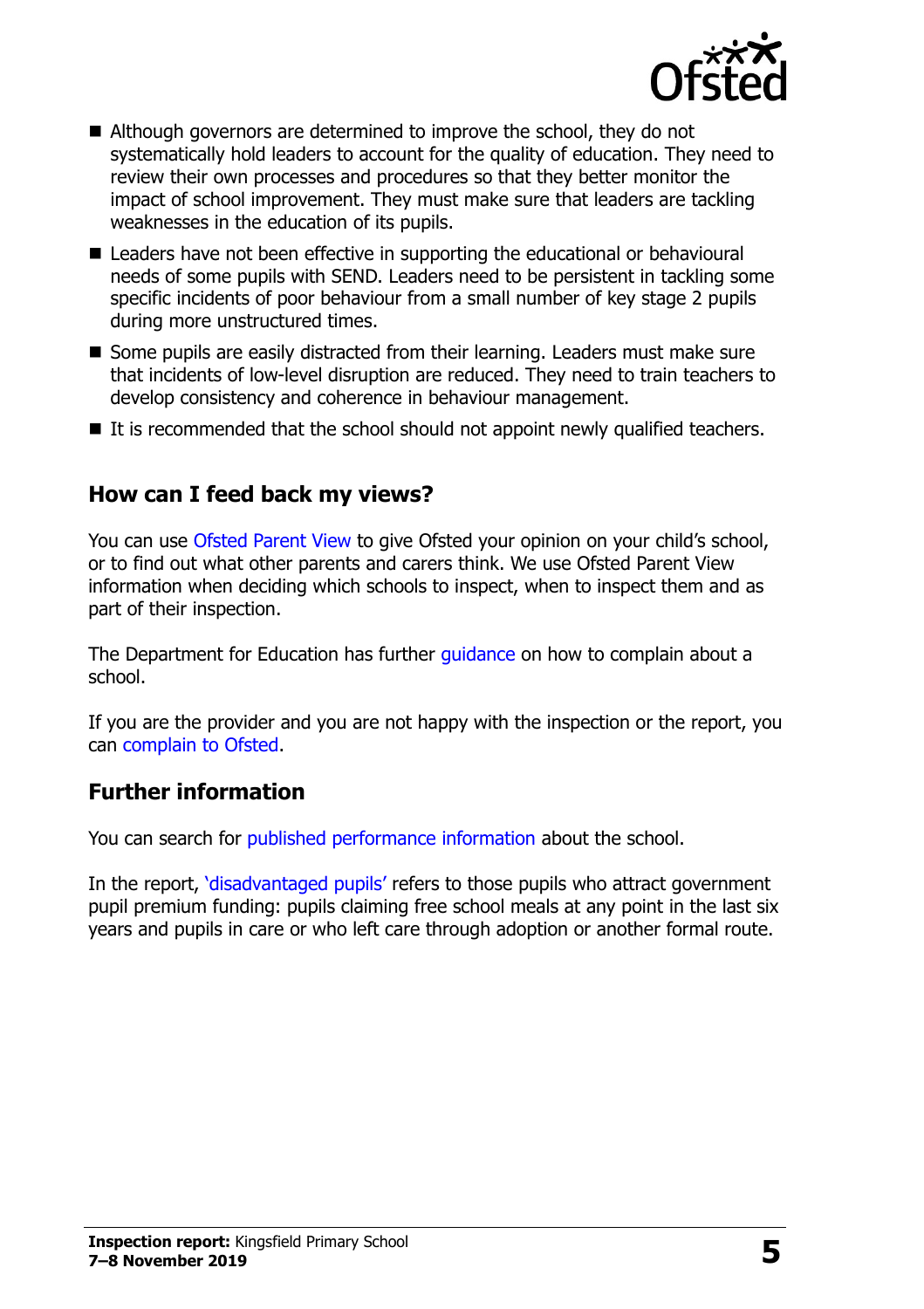- Although governors are determined to improve the school, they do not systematically hold leaders to account for the quality of education. They need to review their own processes and procedures so that they better monitor the impact of school improvement. They must make sure that leaders are tackling weaknesses in the education of its pupils.
- Leaders have not been effective in supporting the educational or behavioural needs of some pupils with SEND. Leaders need to be persistent in tackling some specific incidents of poor behaviour from a small number of key stage 2 pupils during more unstructured times.
- Some pupils are easily distracted from their learning. Leaders must make sure that incidents of low-level disruption are reduced. They need to train teachers to develop consistency and coherence in behaviour management.
- It is recommended that the school should not appoint newly qualified teachers.

## How can I feed back my views?

You can use Ofsted Parent View to give Ofsted your opinion on your child's school, or to find out what other parents and carers think. We use Ofsted Parent View information when deciding which schools to inspect, when to inspect them and as part of their inspection.

The Department for Education has further guidance on how to complain about a school.

If you are the provider and you are not happy with the inspection or the report, you can complain to Ofsted.

## Further information

You can search for published performance information about the school.

In the report, 'disadvantaged pupils' refers to those pupils who attract government pupil premium funding: pupils claiming free school meals at any point in the last six years and pupils in care or who left care through adoption or another formal route.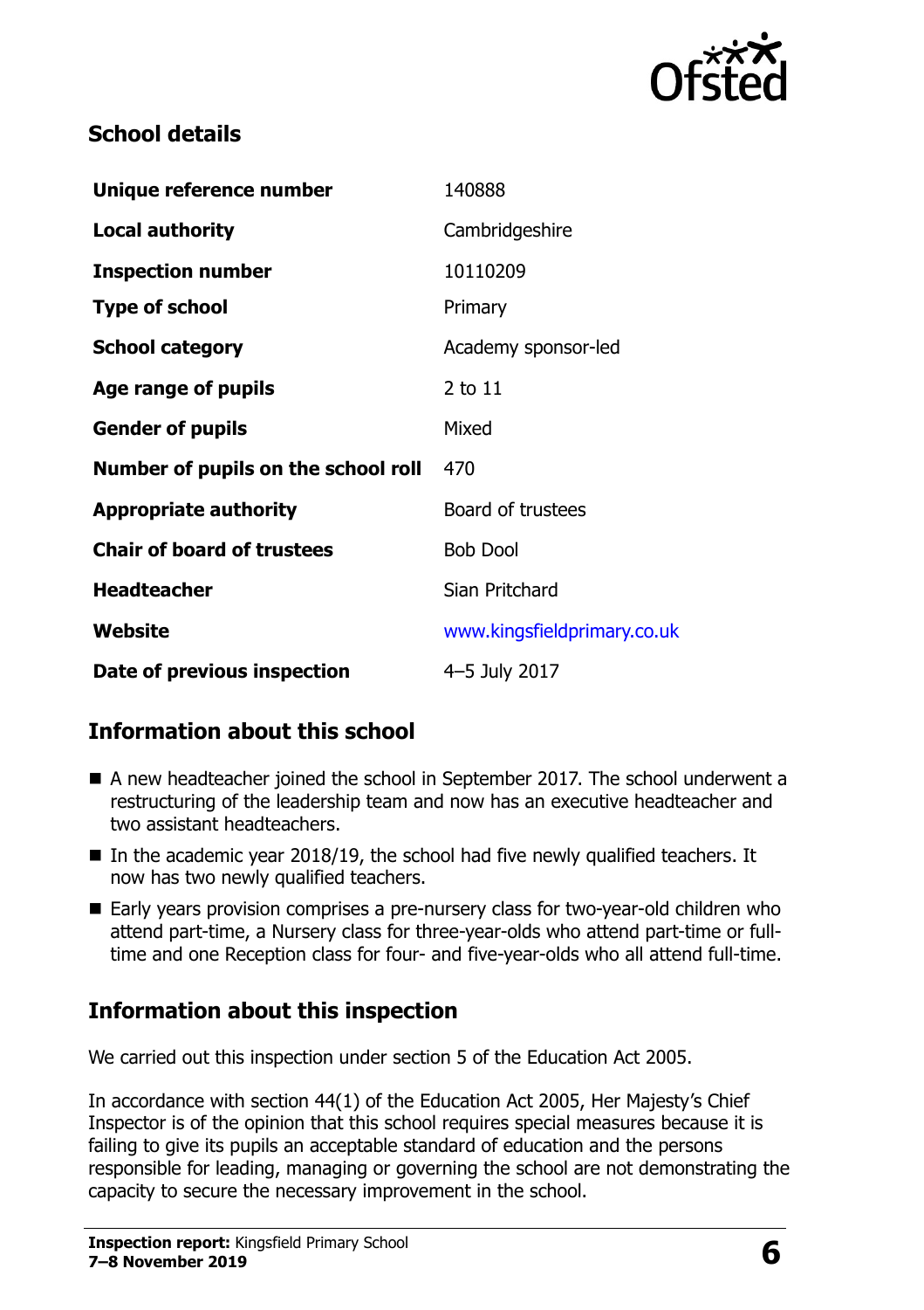## School details

| | |
|---|---|
| **Unique reference number** | 140888 |
| **Local authority** | Cambridgeshire |
| **Inspection number** | 10110209 |
| **Type of school** | Primary |
| **School category** | Academy sponsor-led |
| **Age range of pupils** | 2 to 11 |
| **Gender of pupils** | Mixed |
| **Number of pupils on the school roll** | 470 |
| **Appropriate authority** | Board of trustees |
| **Chair of board of trustees** | Bob Dool |
| **Headteacher** | Sian Pritchard |
| **Website** | www.kingsfieldprimary.co.uk |
| **Date of previous inspection** | 4–5 July 2017 |

## Information about this school

- A new headteacher joined the school in September 2017. The school underwent a restructuring of the leadership team and now has an executive headteacher and two assistant headteachers.
- In the academic year 2018/19, the school had five newly qualified teachers. It now has two newly qualified teachers.
- Early years provision comprises a pre-nursery class for two-year-old children who attend part-time, a Nursery class for three-year-olds who attend part-time or full-time and one Reception class for four- and five-year-olds who all attend full-time.

## Information about this inspection

We carried out this inspection under section 5 of the Education Act 2005.

In accordance with section 44(1) of the Education Act 2005, Her Majesty's Chief Inspector is of the opinion that this school requires special measures because it is failing to give its pupils an acceptable standard of education and the persons responsible for leading, managing or governing the school are not demonstrating the capacity to secure the necessary improvement in the school.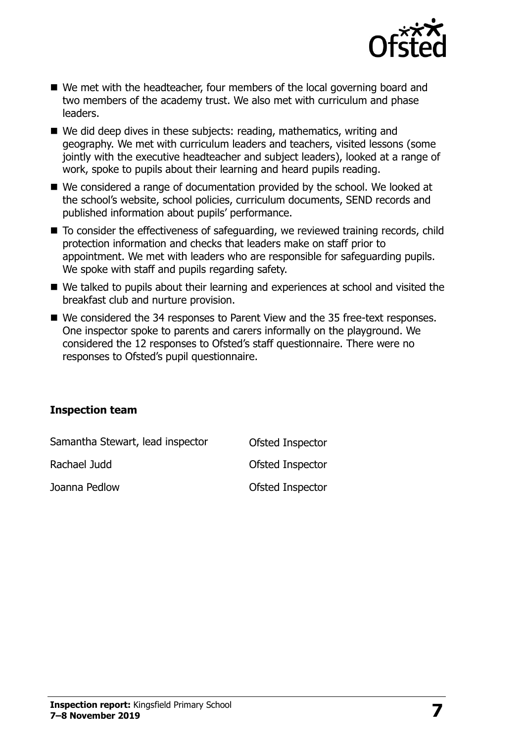- We met with the headteacher, four members of the local governing board and two members of the academy trust. We also met with curriculum and phase leaders.
- We did deep dives in these subjects: reading, mathematics, writing and geography. We met with curriculum leaders and teachers, visited lessons (some jointly with the executive headteacher and subject leaders), looked at a range of work, spoke to pupils about their learning and heard pupils reading.
- We considered a range of documentation provided by the school. We looked at the school's website, school policies, curriculum documents, SEND records and published information about pupils' performance.
- To consider the effectiveness of safeguarding, we reviewed training records, child protection information and checks that leaders make on staff prior to appointment. We met with leaders who are responsible for safeguarding pupils. We spoke with staff and pupils regarding safety.
- We talked to pupils about their learning and experiences at school and visited the breakfast club and nurture provision.
- We considered the 34 responses to Parent View and the 35 free-text responses. One inspector spoke to parents and carers informally on the playground. We considered the 12 responses to Ofsted's staff questionnaire. There were no responses to Ofsted's pupil questionnaire.

## Inspection team

| | |
|---|---|
| Samantha Stewart, lead inspector | Ofsted Inspector |
| Rachael Judd | Ofsted Inspector |
| Joanna Pedlow | Ofsted Inspector |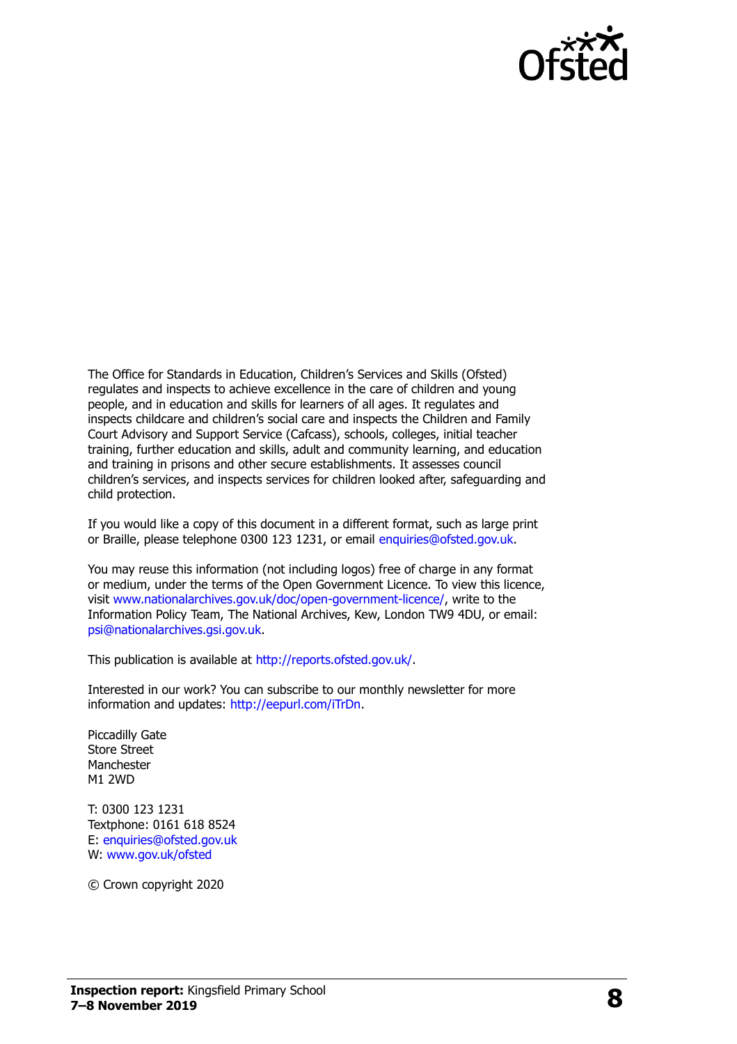The Office for Standards in Education, Children's Services and Skills (Ofsted) regulates and inspects to achieve excellence in the care of children and young people, and in education and skills for learners of all ages. It regulates and inspects childcare and children's social care and inspects the Children and Family Court Advisory and Support Service (Cafcass), schools, colleges, initial teacher training, further education and skills, adult and community learning, and education and training in prisons and other secure establishments. It assesses council children's services, and inspects services for children looked after, safeguarding and child protection.

If you would like a copy of this document in a different format, such as large print or Braille, please telephone 0300 123 1231, or email enquiries@ofsted.gov.uk.

You may reuse this information (not including logos) free of charge in any format or medium, under the terms of the Open Government Licence. To view this licence, visit www.nationalarchives.gov.uk/doc/open-government-licence/, write to the Information Policy Team, The National Archives, Kew, London TW9 4DU, or email: psi@nationalarchives.gsi.gov.uk.

This publication is available at http://reports.ofsted.gov.uk/.

Interested in our work? You can subscribe to our monthly newsletter for more information and updates: http://eepurl.com/iTrDn.

Piccadilly Gate
Store Street
Manchester
M1 2WD

T: 0300 123 1231
Textphone: 0161 618 8524
E: enquiries@ofsted.gov.uk
W: www.gov.uk/ofsted

© Crown copyright 2020